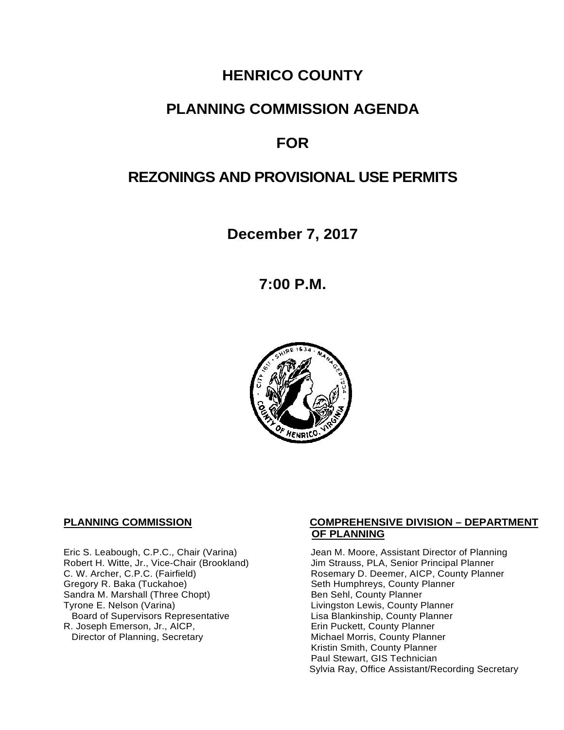# HENRICO COUNTY

## PLANNING COMMISSION AGENDA

## FOR

## REZONINGS AND PROVISIONAL USE PERMITS

**December 7, 2017**

**7:00 P.M.**

**PLANNING COMMISSION**

Eric S. Leabough, C.P.C., Chair (Varina)
Robert H. Witte, Jr., Vice-Chair (Brookland)
C. W. Archer, C.P.C. (Fairfield)
Gregory R. Baka (Tuckahoe)
Sandra M. Marshall (Three Chopt)
Tyrone E. Nelson (Varina)
Board of Supervisors Representative
R. Joseph Emerson, Jr., AICP,
Director of Planning, Secretary

**COMPREHENSIVE DIVISION – DEPARTMENT OF PLANNING**

Jean M. Moore, Assistant Director of Planning
Jim Strauss, PLA, Senior Principal Planner
Rosemary D. Deemer, AICP, County Planner
Seth Humphreys, County Planner
Ben Sehl, County Planner
Livingston Lewis, County Planner
Lisa Blankinship, County Planner
Erin Puckett, County Planner
Michael Morris, County Planner
Kristin Smith, County Planner
Paul Stewart, GIS Technician
Sylvia Ray, Office Assistant/Recording Secretary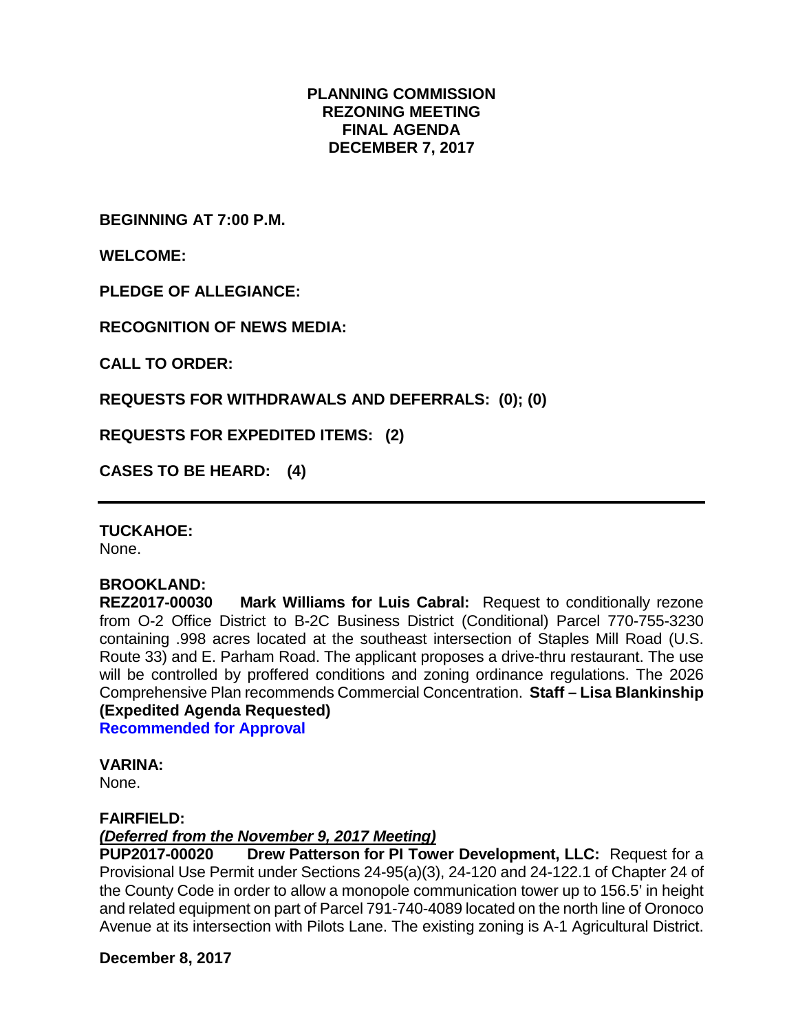**PLANNING COMMISSION**
**REZONING MEETING**
**FINAL AGENDA**
**DECEMBER 7, 2017**

**BEGINNING AT 7:00 P.M.**

**WELCOME:**

**PLEDGE OF ALLEGIANCE:**

**RECOGNITION OF NEWS MEDIA:**

**CALL TO ORDER:**

**REQUESTS FOR WITHDRAWALS AND DEFERRALS: (0); (0)**

**REQUESTS FOR EXPEDITED ITEMS: (2)**

**CASES TO BE HEARD: (4)**

---

**TUCKAHOE:**
None.

**BROOKLAND:**
**REZ2017-00030 Mark Williams for Luis Cabral:** Request to conditionally rezone from O-2 Office District to B-2C Business District (Conditional) Parcel 770-755-3230 containing .998 acres located at the southeast intersection of Staples Mill Road (U.S. Route 33) and E. Parham Road. The applicant proposes a drive-thru restaurant. The use will be controlled by proffered conditions and zoning ordinance regulations. The 2026 Comprehensive Plan recommends Commercial Concentration. **Staff – Lisa Blankinship (Expedited Agenda Requested)**
**Recommended for Approval**

**VARINA:**
None.

**FAIRFIELD:**
***(Deferred from the November 9, 2017 Meeting)***
**PUP2017-00020 Drew Patterson for PI Tower Development, LLC:** Request for a Provisional Use Permit under Sections 24-95(a)(3), 24-120 and 24-122.1 of Chapter 24 of the County Code in order to allow a monopole communication tower up to 156.5' in height and related equipment on part of Parcel 791-740-4089 located on the north line of Oronoco Avenue at its intersection with Pilots Lane. The existing zoning is A-1 Agricultural District.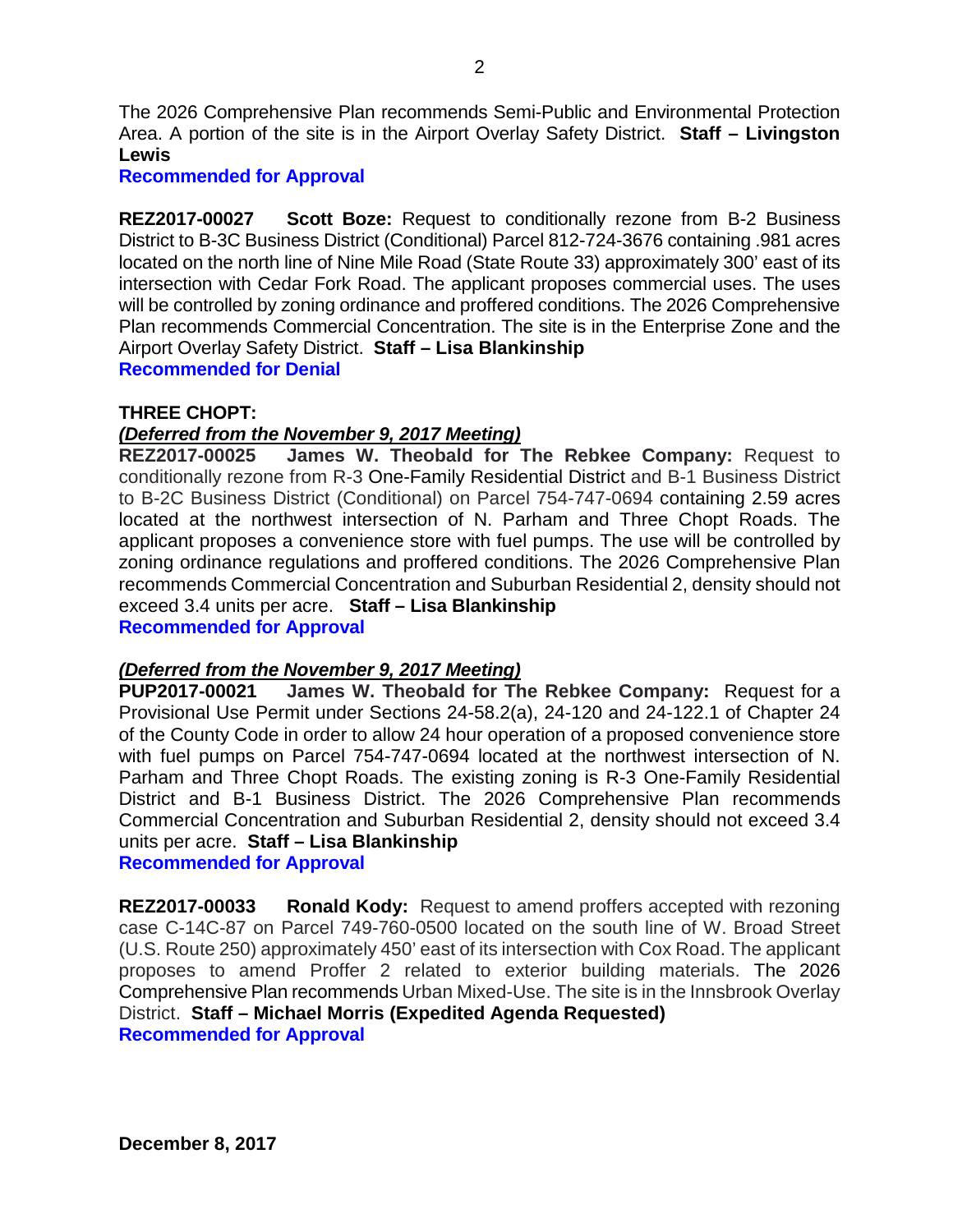The 2026 Comprehensive Plan recommends Semi-Public and Environmental Protection Area. A portion of the site is in the Airport Overlay Safety District. **Staff – Livingston Lewis**
**Recommended for Approval**

**REZ2017-00027 Scott Boze:** Request to conditionally rezone from B-2 Business District to B-3C Business District (Conditional) Parcel 812-724-3676 containing .981 acres located on the north line of Nine Mile Road (State Route 33) approximately 300' east of its intersection with Cedar Fork Road. The applicant proposes commercial uses. The uses will be controlled by zoning ordinance and proffered conditions. The 2026 Comprehensive Plan recommends Commercial Concentration. The site is in the Enterprise Zone and the Airport Overlay Safety District. **Staff – Lisa Blankinship**
**Recommended for Denial**

**THREE CHOPT:**
***(Deferred from the November 9, 2017 Meeting)***
**REZ2017-00025 James W. Theobald for The Rebkee Company:** Request to conditionally rezone from R-3 One-Family Residential District and B-1 Business District to B-2C Business District (Conditional) on Parcel 754-747-0694 containing 2.59 acres located at the northwest intersection of N. Parham and Three Chopt Roads. The applicant proposes a convenience store with fuel pumps. The use will be controlled by zoning ordinance regulations and proffered conditions. The 2026 Comprehensive Plan recommends Commercial Concentration and Suburban Residential 2, density should not exceed 3.4 units per acre. **Staff – Lisa Blankinship**
**Recommended for Approval**

***(Deferred from the November 9, 2017 Meeting)***
**PUP2017-00021 James W. Theobald for The Rebkee Company:** Request for a Provisional Use Permit under Sections 24-58.2(a), 24-120 and 24-122.1 of Chapter 24 of the County Code in order to allow 24 hour operation of a proposed convenience store with fuel pumps on Parcel 754-747-0694 located at the northwest intersection of N. Parham and Three Chopt Roads. The existing zoning is R-3 One-Family Residential District and B-1 Business District. The 2026 Comprehensive Plan recommends Commercial Concentration and Suburban Residential 2, density should not exceed 3.4 units per acre. **Staff – Lisa Blankinship**
**Recommended for Approval**

**REZ2017-00033 Ronald Kody:** Request to amend proffers accepted with rezoning case C-14C-87 on Parcel 749-760-0500 located on the south line of W. Broad Street (U.S. Route 250) approximately 450' east of its intersection with Cox Road. The applicant proposes to amend Proffer 2 related to exterior building materials. The 2026 Comprehensive Plan recommends Urban Mixed-Use. The site is in the Innsbrook Overlay District. **Staff – Michael Morris (Expedited Agenda Requested)**
**Recommended for Approval**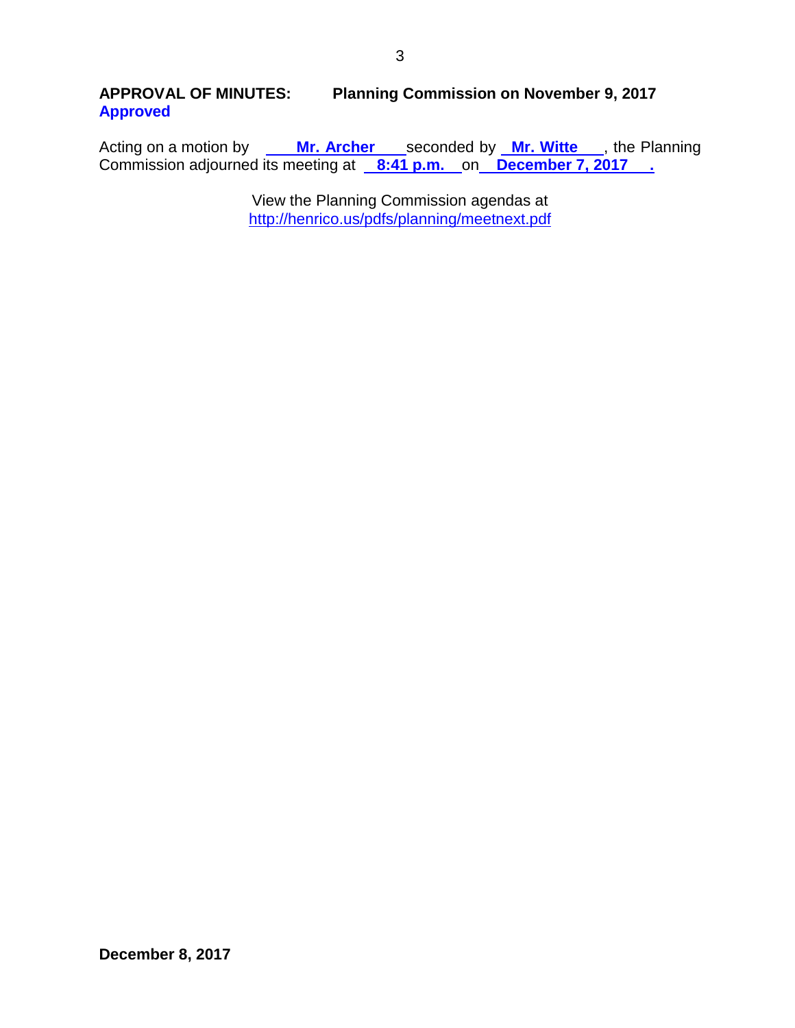**APPROVAL OF MINUTES: Planning Commission on November 9, 2017**
**Approved**

Acting on a motion by **Mr. Archer** seconded by **Mr. Witte**, the Planning Commission adjourned its meeting at **8:41 p.m.** on **December 7, 2017.**

View the Planning Commission agendas at
http://henrico.us/pdfs/planning/meetnext.pdf

**December 8, 2017**